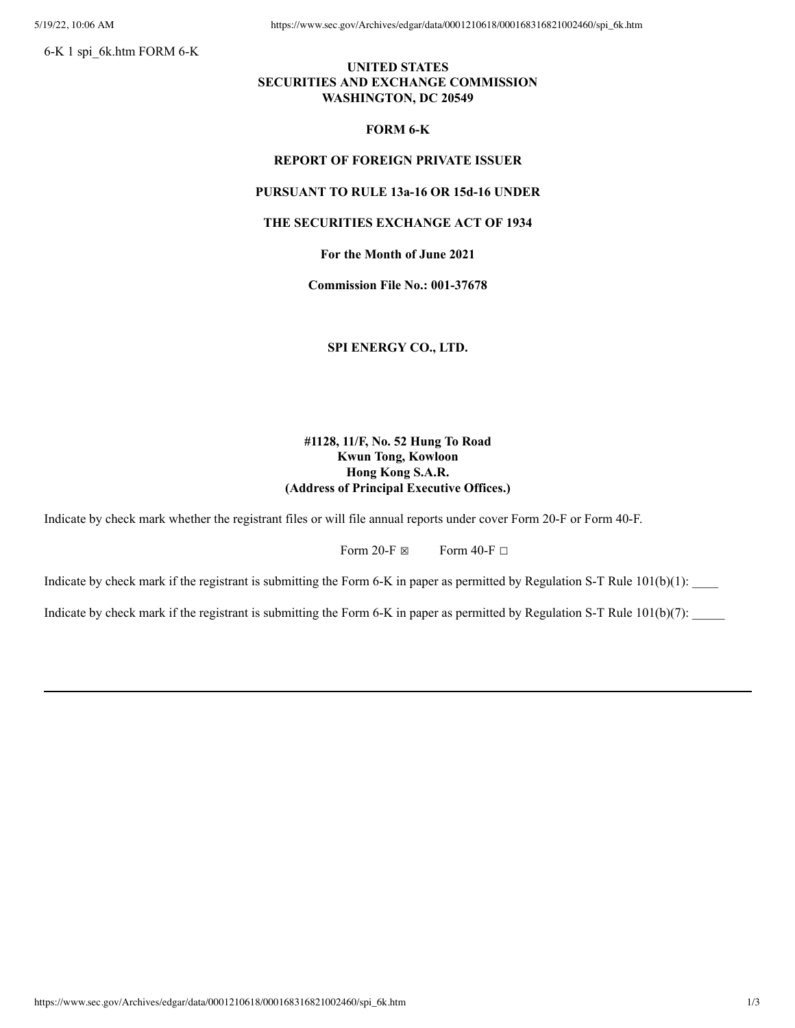6-K 1 spi_6k.htm FORM 6-K

**UNITED STATES**
**SECURITIES AND EXCHANGE COMMISSION**
**WASHINGTON, DC 20549**

**FORM 6-K**

**REPORT OF FOREIGN PRIVATE ISSUER**

**PURSUANT TO RULE 13a-16 OR 15d-16 UNDER**

**THE SECURITIES EXCHANGE ACT OF 1934**

**For the Month of June 2021**

**Commission File No.: 001-37678**

**SPI ENERGY CO., LTD.**

**#1128, 11/F, No. 52 Hung To Road**
**Kwun Tong, Kowloon**
**Hong Kong S.A.R.**
**(Address of Principal Executive Offices.)**

Indicate by check mark whether the registrant files or will file annual reports under cover Form 20-F or Form 40-F.

Form 20-F ☒ Form 40-F ☐

Indicate by check mark if the registrant is submitting the Form 6-K in paper as permitted by Regulation S-T Rule 101(b)(1): ____

Indicate by check mark if the registrant is submitting the Form 6-K in paper as permitted by Regulation S-T Rule 101(b)(7): _____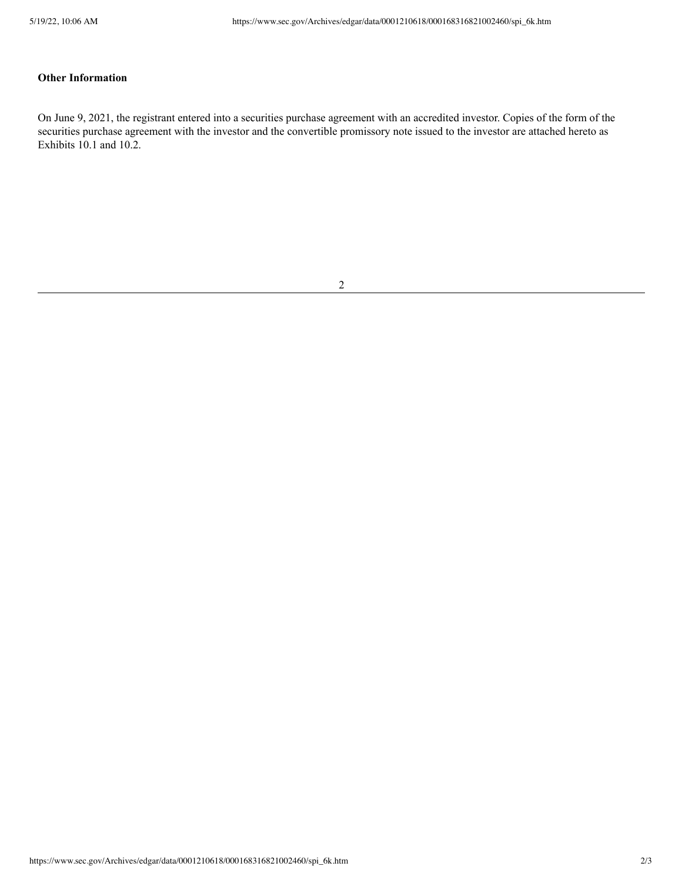**Other Information**

On June 9, 2021, the registrant entered into a securities purchase agreement with an accredited investor. Copies of the form of the securities purchase agreement with the investor and the convertible promissory note issued to the investor are attached hereto as Exhibits 10.1 and 10.2.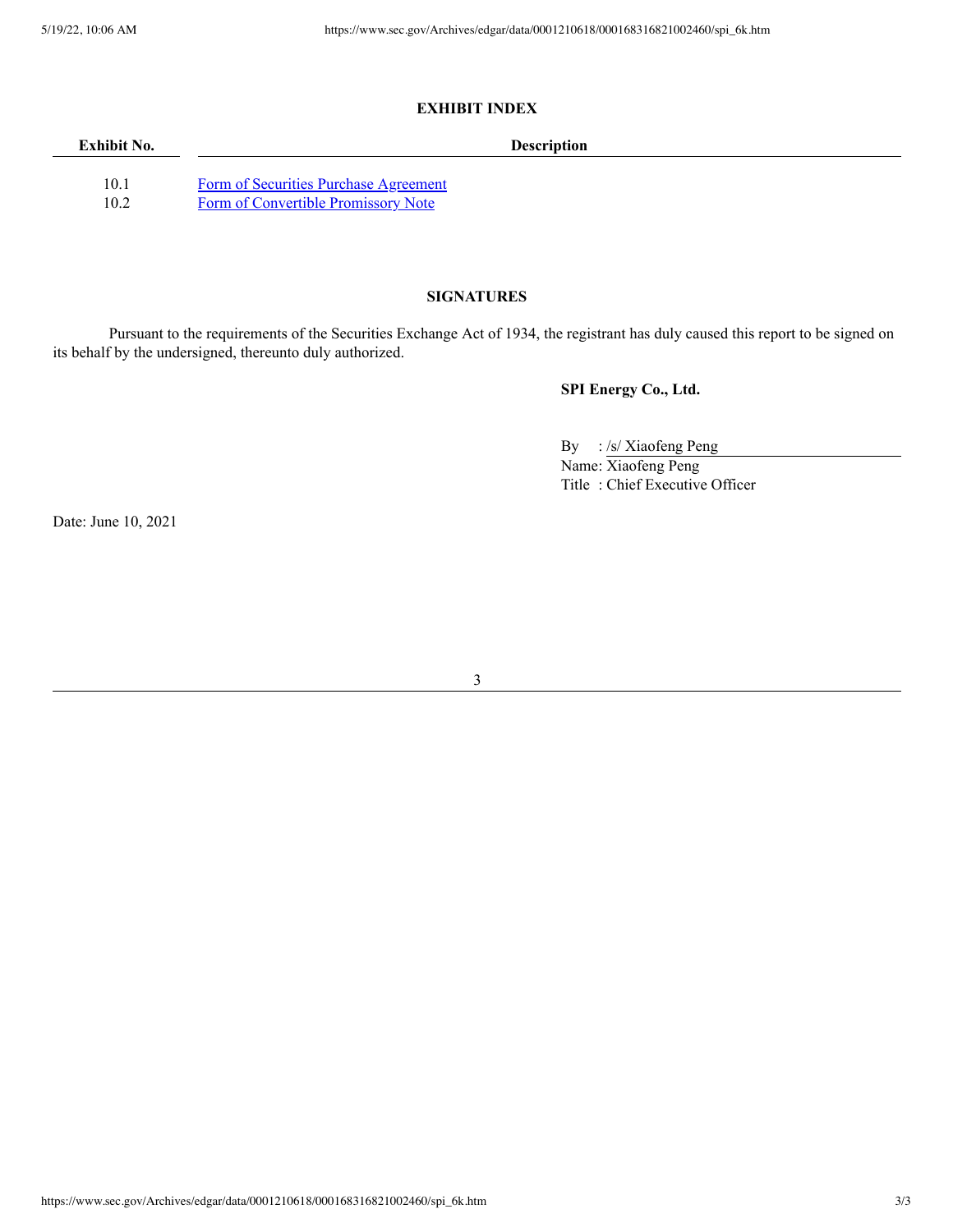**EXHIBIT INDEX**

| Exhibit No. | Description |
| --- | --- |
| 10.1 | Form of Securities Purchase Agreement |
| 10.2 | Form of Convertible Promissory Note |

**SIGNATURES**

Pursuant to the requirements of the Securities Exchange Act of 1934, the registrant has duly caused this report to be signed on its behalf by the undersigned, thereunto duly authorized.

**SPI Energy Co., Ltd.**

By : /s/ Xiaofeng Peng
Name: Xiaofeng Peng
Title : Chief Executive Officer

Date: June 10, 2021